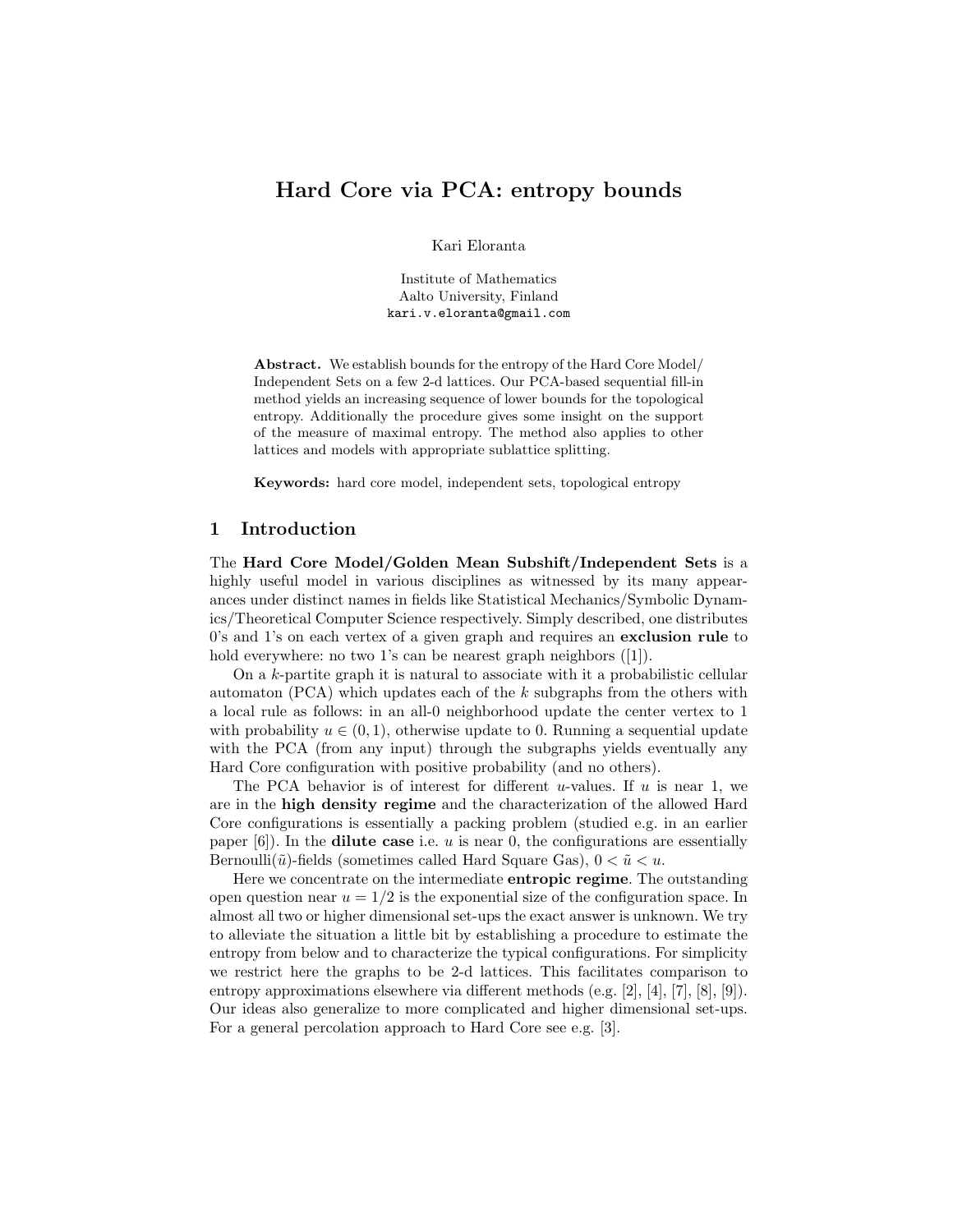# Hard Core via PCA: entropy bounds

Kari Eloranta

Institute of Mathematics
Aalto University, Finland
kari.v.eloranta@gmail.com

**Abstract.** We establish bounds for the entropy of the Hard Core Model/ Independent Sets on a few 2-d lattices. Our PCA-based sequential fill-in method yields an increasing sequence of lower bounds for the topological entropy. Additionally the procedure gives some insight on the support of the measure of maximal entropy. The method also applies to other lattices and models with appropriate sublattice splitting.

**Keywords:** hard core model, independent sets, topological entropy

## 1 Introduction

The **Hard Core Model/Golden Mean Subshift/Independent Sets** is a highly useful model in various disciplines as witnessed by its many appearances under distinct names in fields like Statistical Mechanics/Symbolic Dynamics/Theoretical Computer Science respectively. Simply described, one distributes 0's and 1's on each vertex of a given graph and requires an **exclusion rule** to hold everywhere: no two 1's can be nearest graph neighbors ([1]).

On a $k$-partite graph it is natural to associate with it a probabilistic cellular automaton (PCA) which updates each of the $k$ subgraphs from the others with a local rule as follows: in an all-0 neighborhood update the center vertex to 1 with probability $u \in (0, 1)$, otherwise update to 0. Running a sequential update with the PCA (from any input) through the subgraphs yields eventually any Hard Core configuration with positive probability (and no others).

The PCA behavior is of interest for different $u$-values. If $u$ is near 1, we are in the **high density regime** and the characterization of the allowed Hard Core configurations is essentially a packing problem (studied e.g. in an earlier paper [6]). In the **dilute case** i.e. $u$ is near 0, the configurations are essentially Bernoulli($\tilde{u}$)-fields (sometimes called Hard Square Gas), $0 < \tilde{u} < u$.

Here we concentrate on the intermediate **entropic regime**. The outstanding open question near $u = 1/2$ is the exponential size of the configuration space. In almost all two or higher dimensional set-ups the exact answer is unknown. We try to alleviate the situation a little bit by establishing a procedure to estimate the entropy from below and to characterize the typical configurations. For simplicity we restrict here the graphs to be 2-d lattices. This facilitates comparison to entropy approximations elsewhere via different methods (e.g. [2], [4], [7], [8], [9]). Our ideas also generalize to more complicated and higher dimensional set-ups. For a general percolation approach to Hard Core see e.g. [3].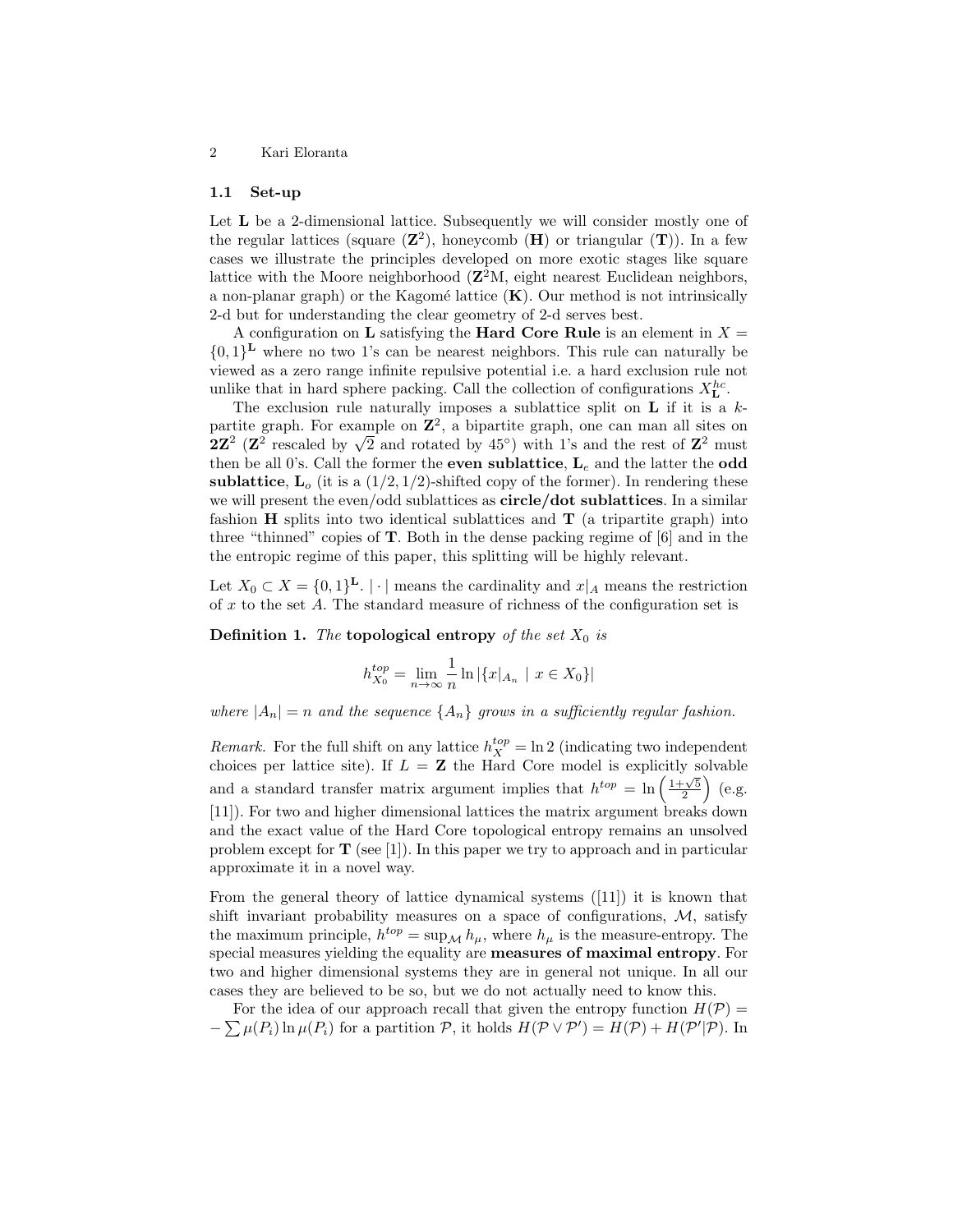### 1.1 Set-up

Let $\mathbf{L}$ be a 2-dimensional lattice. Subsequently we will consider mostly one of the regular lattices (square ($\mathbf{Z}^2$), honeycomb ($\mathbf{H}$) or triangular ($\mathbf{T}$)). In a few cases we illustrate the principles developed on more exotic stages like square lattice with the Moore neighborhood ($\mathbf{Z}^2$M, eight nearest Euclidean neighbors, a non-planar graph) or the Kagomé lattice ($\mathbf{K}$). Our method is not intrinsically 2-d but for understanding the clear geometry of 2-d serves best.

A configuration on $\mathbf{L}$ satisfying the **Hard Core Rule** is an element in $X = \{0,1\}^{\mathbf{L}}$ where no two 1's can be nearest neighbors. This rule can naturally be viewed as a zero range infinite repulsive potential i.e. a hard exclusion rule not unlike that in hard sphere packing. Call the collection of configurations $X^{hc}_{\mathbf{L}}$.

The exclusion rule naturally imposes a sublattice split on $\mathbf{L}$ if it is a $k$-partite graph. For example on $\mathbf{Z}^2$, a bipartite graph, one can man all sites on $\mathbf{2Z}^2$ ($\mathbf{Z}^2$ rescaled by $\sqrt{2}$ and rotated by 45°) with 1's and the rest of $\mathbf{Z}^2$ must then be all 0's. Call the former the **even sublattice**, $\mathbf{L}_e$ and the latter the **odd sublattice**, $\mathbf{L}_o$ (it is a $(1/2, 1/2)$-shifted copy of the former). In rendering these we will present the even/odd sublattices as **circle/dot sublattices**. In a similar fashion $\mathbf{H}$ splits into two identical sublattices and $\mathbf{T}$ (a tripartite graph) into three "thinned" copies of $\mathbf{T}$. Both in the dense packing regime of [6] and in the the entropic regime of this paper, this splitting will be highly relevant.

Let $X_0 \subset X = \{0,1\}^{\mathbf{L}}$. $|\cdot|$ means the cardinality and $x|_A$ means the restriction of $x$ to the set $A$. The standard measure of richness of the configuration set is

**Definition 1.** *The* **topological entropy** *of the set* $X_0$ *is*

$$h^{top}_{X_0} = \lim_{n\to\infty} \frac{1}{n} \ln |\{x|_{A_n} \mid x \in X_0\}|$$

*where* $|A_n| = n$ *and the sequence* $\{A_n\}$ *grows in a sufficiently regular fashion.*

*Remark.* For the full shift on any lattice $h^{top}_X = \ln 2$ (indicating two independent choices per lattice site). If $L = \mathbf{Z}$ the Hard Core model is explicitly solvable and a standard transfer matrix argument implies that $h^{top} = \ln\left(\frac{1+\sqrt{5}}{2}\right)$ (e.g. [11]). For two and higher dimensional lattices the matrix argument breaks down and the exact value of the Hard Core topological entropy remains an unsolved problem except for $\mathbf{T}$ (see [1]). In this paper we try to approach and in particular approximate it in a novel way.

From the general theory of lattice dynamical systems ([11]) it is known that shift invariant probability measures on a space of configurations, $\mathcal{M}$, satisfy the maximum principle, $h^{top} = \sup_{\mathcal{M}} h_\mu$, where $h_\mu$ is the measure-entropy. The special measures yielding the equality are **measures of maximal entropy**. For two and higher dimensional systems they are in general not unique. In all our cases they are believed to be so, but we do not actually need to know this.

For the idea of our approach recall that given the entropy function $H(\mathcal{P}) = -\sum \mu(P_i) \ln \mu(P_i)$ for a partition $\mathcal{P}$, it holds $H(\mathcal{P} \vee \mathcal{P}') = H(\mathcal{P}) + H(\mathcal{P}'|\mathcal{P})$. In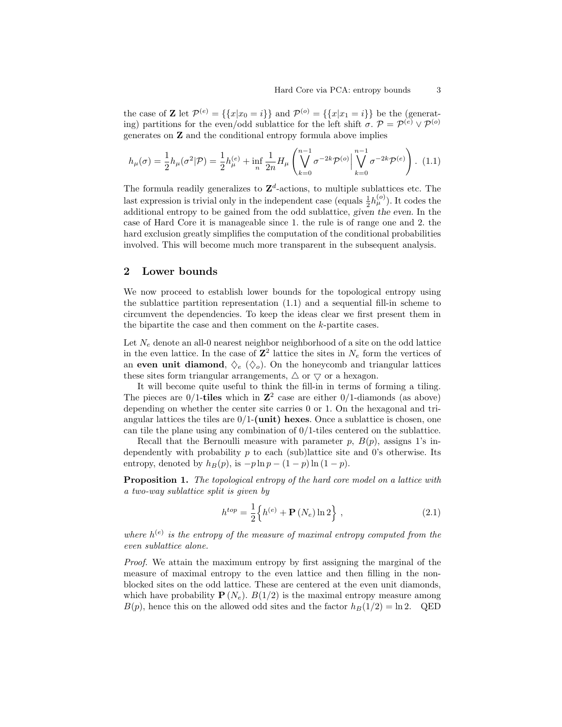the case of $\mathbf{Z}$ let $\mathcal{P}^{(e)} = \{\{x|x_0 = i\}\}$ and $\mathcal{P}^{(o)} = \{\{x|x_1 = i\}\}$ be the (generating) partitions for the even/odd sublattice for the left shift $\sigma$. $\mathcal{P} = \mathcal{P}^{(e)} \vee \mathcal{P}^{(o)}$ generates on $\mathbf{Z}$ and the conditional entropy formula above implies

$$h_\mu(\sigma) = \frac{1}{2} h_\mu(\sigma^2|\mathcal{P}) = \frac{1}{2} h_\mu^{(e)} + \inf_n \frac{1}{2n} H_\mu \left( \bigvee_{k=0}^{n-1} \sigma^{-2k} \mathcal{P}^{(o)} \Big| \bigvee_{k=0}^{n-1} \sigma^{-2k} \mathcal{P}^{(e)} \right). \tag{1.1}$$

The formula readily generalizes to $\mathbf{Z}^d$-actions, to multiple sublattices etc. The last expression is trivial only in the independent case (equals $\frac{1}{2} h_\mu^{(o)}$). It codes the additional entropy to be gained from the odd sublattice, *given the even*. In the case of Hard Core it is manageable since 1. the rule is of range one and 2. the hard exclusion greatly simplifies the computation of the conditional probabilities involved. This will become much more transparent in the subsequent analysis.

## 2 Lower bounds

We now proceed to establish lower bounds for the topological entropy using the sublattice partition representation (1.1) and a sequential fill-in scheme to circumvent the dependencies. To keep the ideas clear we first present them in the bipartite the case and then comment on the $k$-partite cases.

Let $N_e$ denote an all-0 nearest neighbor neighborhood of a site on the odd lattice in the even lattice. In the case of $\mathbf{Z}^2$ lattice the sites in $N_e$ form the vertices of an **even unit diamond**, $\diamondsuit_e$ ($\diamondsuit_o$). On the honeycomb and triangular lattices these sites form triangular arrangements, $\triangle$ or $\bigtriangledown$ or a hexagon.

It will become quite useful to think the fill-in in terms of forming a tiling. The pieces are 0/1-**tiles** which in $\mathbf{Z}^2$ case are either 0/1-diamonds (as above) depending on whether the center site carries 0 or 1. On the hexagonal and triangular lattices the tiles are 0/1-**(unit) hexes**. Once a sublattice is chosen, one can tile the plane using any combination of 0/1-tiles centered on the sublattice.

Recall that the Bernoulli measure with parameter $p$, $B(p)$, assigns 1's independently with probability $p$ to each (sub)lattice site and 0's otherwise. Its entropy, denoted by $h_B(p)$, is $-p \ln p - (1-p) \ln (1-p)$.

**Proposition 1.** *The topological entropy of the hard core model on a lattice with a two-way sublattice split is given by*

$$h^{top} = \frac{1}{2} \Big\{ h^{(e)} + \mathbf{P}(N_e) \ln 2 \Big\}, \tag{2.1}$$

*where $h^{(e)}$ is the entropy of the measure of maximal entropy computed from the even sublattice alone.*

*Proof.* We attain the maximum entropy by first assigning the marginal of the measure of maximal entropy to the even lattice and then filling in the non-blocked sites on the odd lattice. These are centered at the even unit diamonds, which have probability $\mathbf{P}(N_e)$. $B(1/2)$ is the maximal entropy measure among $B(p)$, hence this on the allowed odd sites and the factor $h_B(1/2) = \ln 2$. QED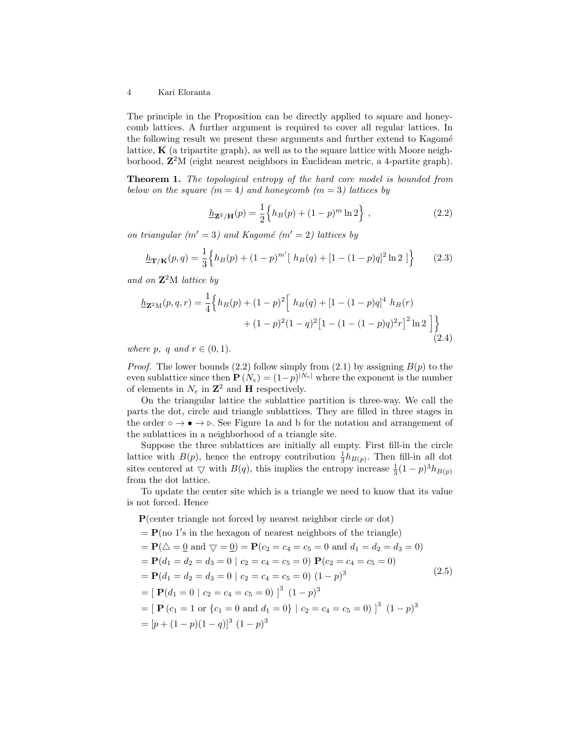The principle in the Proposition can be directly applied to square and honeycomb lattices. A further argument is required to cover all regular lattices. In the following result we present these arguments and further extend to Kagomé lattice, $\mathbf{K}$ (a tripartite graph), as well as to the square lattice with Moore neighborhood, $\mathbf{Z}^2$M (eight nearest neighbors in Euclidean metric, a 4-partite graph).

**Theorem 1.** *The topological entropy of the hard core model is bounded from below on the square ($m = 4$) and honeycomb ($m = 3$) lattices by*

$$\underline{h}_{\mathbf{Z}^2/\mathbf{H}}(p) = \frac{1}{2}\Big\{ h_B(p) + (1-p)^m \ln 2 \Big\} \ , \tag{2.2}$$

*on triangular ($m' = 3$) and Kagomé ($m' = 2$) lattices by*

$$\underline{h}_{\mathbf{T}/\mathbf{K}}(p,q) = \frac{1}{3}\Big\{ h_B(p) + (1-p)^{m'} [\ h_B(q) + [1-(1-p)q]^2 \ln 2 \ ]\Big\} \tag{2.3}$$

*and on $\mathbf{Z}^2$M lattice by*

$$\begin{aligned}\underline{h}_{\mathbf{Z}^2\mathrm{M}}(p,q,r) = \frac{1}{4}\Big\{ h_B(p) + (1-p)^2 \Big[\ h_B(q) + [1-(1-p)q]^4\ h_B(r) \\ + (1-p)^2(1-q)^2 \big[1-(1-(1-p)q)^2 r\big]^2 \ln 2\ \Big]\Big\}\end{aligned} \tag{2.4}$$

*where $p$, $q$ and $r \in (0,1)$.*

*Proof.* The lower bounds (2.2) follow simply from (2.1) by assigning $B(p)$ to the even sublattice since then $\mathbf{P}\left(N_e\right) = (1-p)^{|N_e|}$ where the exponent is the number of elements in $N_e$ in $\mathbf{Z}^2$ and $\mathbf{H}$ respectively.

On the triangular lattice the sublattice partition is three-way. We call the parts the dot, circle and triangle sublattices. They are filled in three stages in the order $\circ \to \bullet \to \triangleright$. See Figure 1a and b for the notation and arrangement of the sublattices in a neighborhood of a triangle site.

Suppose the three sublattices are initially all empty. First fill-in the circle lattice with $B(p)$, hence the entropy contribution $\frac{1}{3}h_{B(p)}$. Then fill-in all dot sites centered at $\bigtriangledown$ with $B(q)$, this implies the entropy increase $\frac{1}{3}(1-p)^3 h_{B(p)}$ from the dot lattice.

To update the center site which is a triangle we need to know that its value is not forced. Hence

$$\begin{aligned}
&\mathbf{P}(\text{center triangle not forced by nearest neighbor circle or dot}) \\
&= \mathbf{P}(\text{no } 1'\text{s in the hexagon of nearest neighbors of the triangle}) \\
&= \mathbf{P}(\triangle = \underline{0} \text{ and } \bigtriangledown = \underline{0}) = \mathbf{P}(c_2 = c_4 = c_5 = 0 \text{ and } d_1 = d_2 = d_3 = 0) \\
&= \mathbf{P}(d_1 = d_2 = d_3 = 0 \mid c_2 = c_4 = c_5 = 0)\ \mathbf{P}(c_2 = c_4 = c_5 = 0) \\
&= \mathbf{P}(d_1 = d_2 = d_3 = 0 \mid c_2 = c_4 = c_5 = 0)\ (1-p)^3 \\
&= [\ \mathbf{P}(d_1 = 0 \mid c_2 = c_4 = c_5 = 0)\ ]^3\ (1-p)^3 \\
&= [\ \mathbf{P}\left(c_1 = 1 \text{ or } \{c_1 = 0 \text{ and } d_1 = 0\} \mid c_2 = c_4 = c_5 = 0\right)\ ]^3\ (1-p)^3 \\
&= [p + (1-p)(1-q)]^3\ (1-p)^3
\end{aligned} \tag{2.5}$$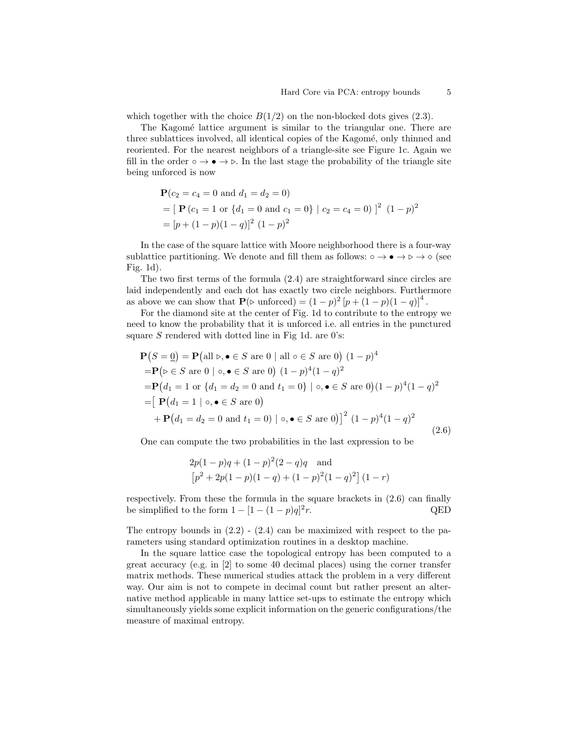which together with the choice $B(1/2)$ on the non-blocked dots gives (2.3).

The Kagomé lattice argument is similar to the triangular one. There are three sublattices involved, all identical copies of the Kagomé, only thinned and reoriented. For the nearest neighbors of a triangle-site see Figure 1c. Again we fill in the order $\circ \to \bullet \to \triangleright$. In the last stage the probability of the triangle site being unforced is now

$$
\begin{aligned}
&\mathbf{P}(c_2 = c_4 = 0 \text{ and } d_1 = d_2 = 0) \\
&= [\ \mathbf{P}\,(c_1 = 1 \text{ or } \{d_1 = 0 \text{ and } c_1 = 0\} \mid c_2 = c_4 = 0)\ ]^2\ (1-p)^2 \\
&= [p + (1-p)(1-q)]^2\ (1-p)^2
\end{aligned}
$$

In the case of the square lattice with Moore neighborhood there is a four-way sublattice partitioning. We denote and fill them as follows: $\circ \to \bullet \to \triangleright \to \diamond$ (see Fig. 1d).

The two first terms of the formula (2.4) are straightforward since circles are laid independently and each dot has exactly two circle neighbors. Furthermore as above we can show that $\mathbf{P}(\triangleright \text{ unforced}) = (1-p)^2\,[p + (1-p)(1-q)]^4$.

For the diamond site at the center of Fig. 1d to contribute to the entropy we need to know the probability that it is unforced i.e. all entries in the punctured square $S$ rendered with dotted line in Fig 1d. are 0's:

$$
\begin{aligned}
\mathbf{P}\big(S = \underline{0}\big) &= \mathbf{P}\big(\text{all } \triangleright, \bullet \in S \text{ are } 0 \mid \text{all } \circ \in S \text{ are } 0\big)\ (1-p)^4 \\
&= \mathbf{P}\big(\triangleright \in S \text{ are } 0 \mid \circ, \bullet \in S \text{ are } 0\big)\ (1-p)^4 (1-q)^2 \\
&= \mathbf{P}\big(d_1 = 1 \text{ or } \{d_1 = d_2 = 0 \text{ and } t_1 = 0\} \mid \circ, \bullet \in S \text{ are } 0\big)(1-p)^4(1-q)^2 \\
&= \big[\ \mathbf{P}\big(d_1 = 1 \mid \circ, \bullet \in S \text{ are } 0\big) \\
&\quad + \mathbf{P}\big(d_1 = d_2 = 0 \text{ and } t_1 = 0) \mid \circ, \bullet \in S \text{ are } 0\big)\big]^2\ (1-p)^4(1-q)^2
\end{aligned}
\tag{2.6}
$$

One can compute the two probabilities in the last expression to be

$$
\begin{aligned}
&2p(1-p)q + (1-p)^2(2-q)q \quad \text{and} \\
&\left[p^2 + 2p(1-p)(1-q) + (1-p)^2(1-q)^2\right](1-r)
\end{aligned}
$$

respectively. From these the formula in the square brackets in (2.6) can finally be simplified to the form $1 - [1 - (1-p)q]^2 r$. QED

The entropy bounds in (2.2) - (2.4) can be maximized with respect to the parameters using standard optimization routines in a desktop machine.

In the square lattice case the topological entropy has been computed to a great accuracy (e.g. in [2] to some 40 decimal places) using the corner transfer matrix methods. These numerical studies attack the problem in a very different way. Our aim is not to compete in decimal count but rather present an alternative method applicable in many lattice set-ups to estimate the entropy which simultaneously yields some explicit information on the generic configurations/the measure of maximal entropy.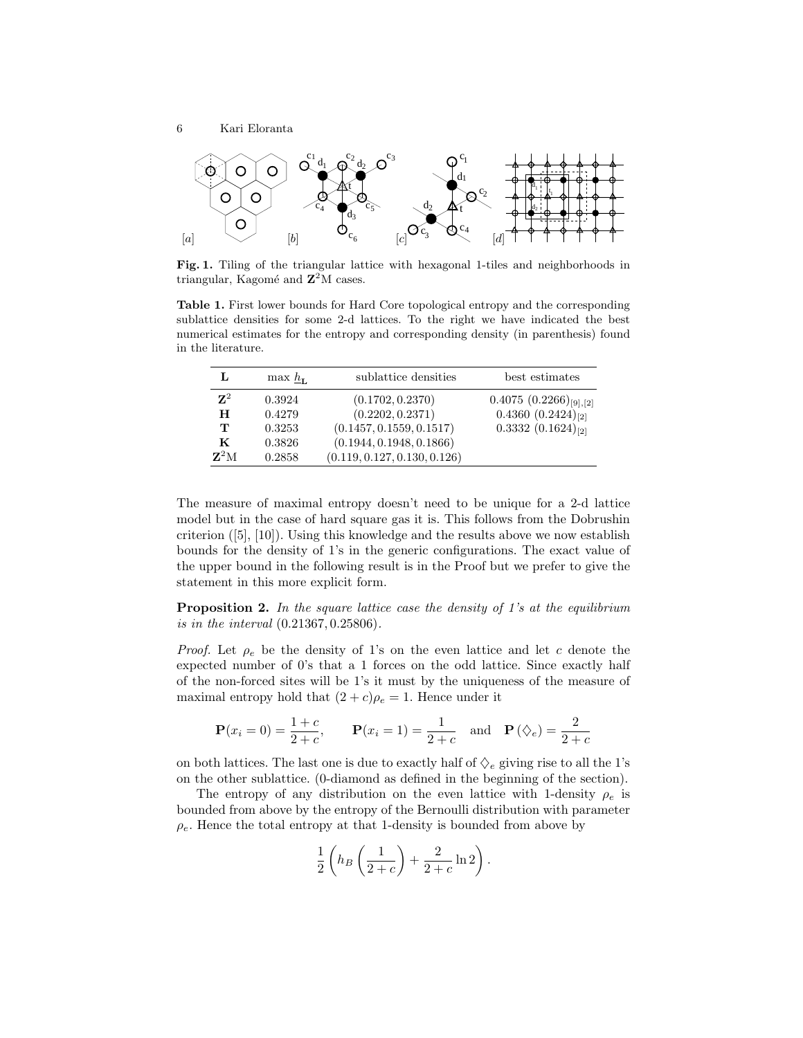**Fig. 1.** Tiling of the triangular lattice with hexagonal 1-tiles and neighborhoods in triangular, Kagomé and $\mathbf{Z}^2$M cases.

**Table 1.** First lower bounds for Hard Core topological entropy and the corresponding sublattice densities for some 2-d lattices. To the right we have indicated the best numerical estimates for the entropy and corresponding density (in parenthesis) found in the literature.

| $\mathbf{L}$ | max $\underline{h}_{\mathbf{L}}$ | sublattice densities | best estimates |
|---|---|---|---|
| $\mathbf{Z}^2$ | 0.3924 | $(0.1702, 0.2370)$ | $0.4075\ (0.2266)_{[9],[2]}$ |
| $\mathbf{H}$ | 0.4279 | $(0.2202, 0.2371)$ | $0.4360\ (0.2424)_{[2]}$ |
| $\mathbf{T}$ | 0.3253 | $(0.1457, 0.1559, 0.1517)$ | $0.3332\ (0.1624)_{[2]}$ |
| $\mathbf{K}$ | 0.3826 | $(0.1944, 0.1948, 0.1866)$ | |
| $\mathbf{Z}^2$M | 0.2858 | $(0.119, 0.127, 0.130, 0.126)$ | |

The measure of maximal entropy doesn't need to be unique for a 2-d lattice model but in the case of hard square gas it is. This follows from the Dobrushin criterion ([5], [10]). Using this knowledge and the results above we now establish bounds for the density of 1's in the generic configurations. The exact value of the upper bound in the following result is in the Proof but we prefer to give the statement in this more explicit form.

**Proposition 2.** *In the square lattice case the density of 1's at the equilibrium is in the interval* $(0.21367, 0.25806)$.

*Proof.* Let $\rho_e$ be the density of 1's on the even lattice and let $c$ denote the expected number of 0's that a 1 forces on the odd lattice. Since exactly half of the non-forced sites will be 1's it must by the uniqueness of the measure of maximal entropy hold that $(2+c)\rho_e = 1$. Hence under it

$$\mathbf{P}(x_i = 0) = \frac{1+c}{2+c}, \qquad \mathbf{P}(x_i = 1) = \frac{1}{2+c} \quad \text{and} \quad \mathbf{P}\left(\diamondsuit_e\right) = \frac{2}{2+c}$$

on both lattices. The last one is due to exactly half of $\diamondsuit_e$ giving rise to all the 1's on the other sublattice. (0-diamond as defined in the beginning of the section).

The entropy of any distribution on the even lattice with 1-density $\rho_e$ is bounded from above by the entropy of the Bernoulli distribution with parameter $\rho_e$. Hence the total entropy at that 1-density is bounded from above by

$$\frac{1}{2}\left(h_B\left(\frac{1}{2+c}\right) + \frac{2}{2+c}\ln 2\right).$$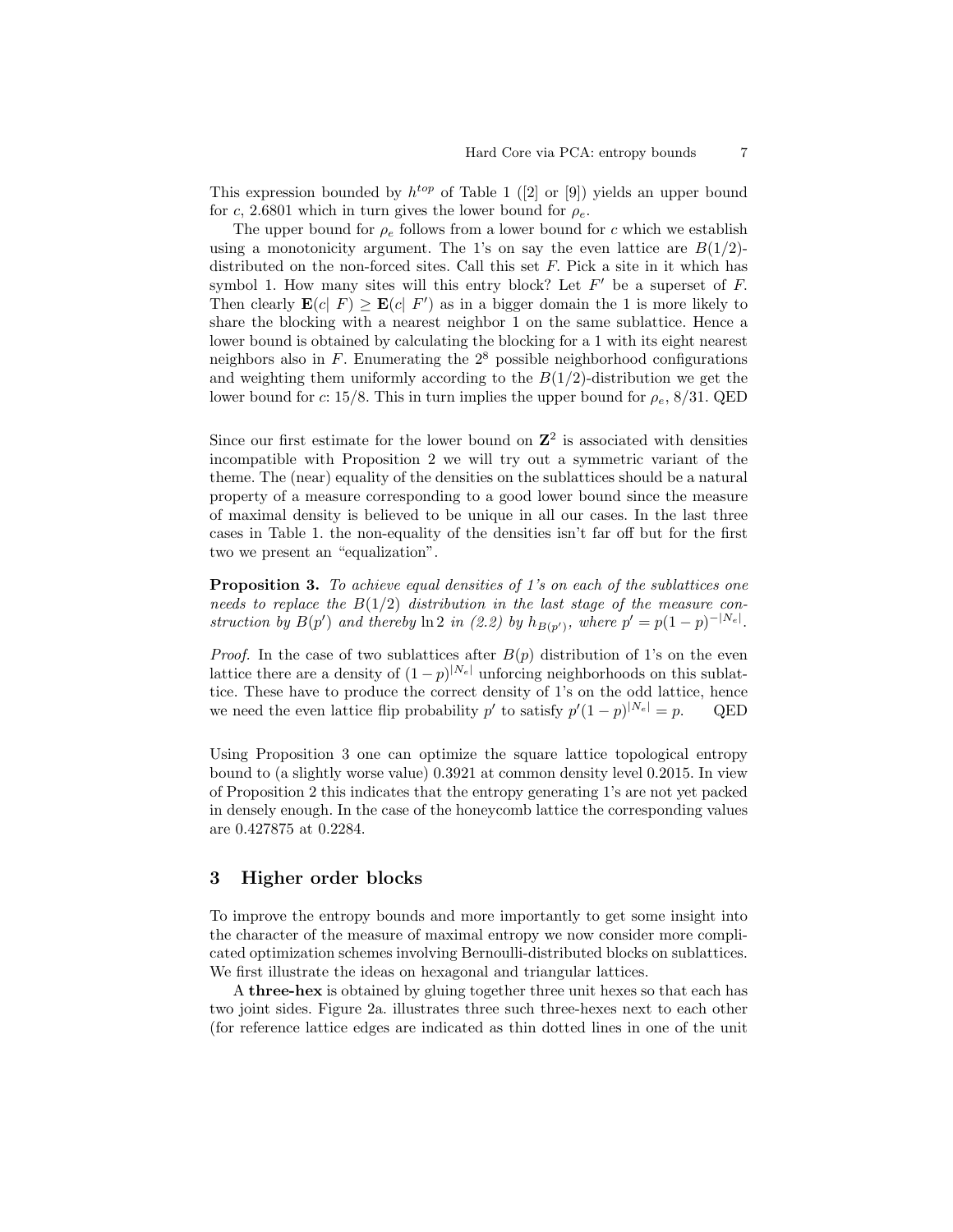This expression bounded by $h^{top}$ of Table 1 ([2] or [9]) yields an upper bound for $c$, 2.6801 which in turn gives the lower bound for $\rho_e$.

The upper bound for $\rho_e$ follows from a lower bound for $c$ which we establish using a monotonicity argument. The 1's on say the even lattice are $B(1/2)$-distributed on the non-forced sites. Call this set $F$. Pick a site in it which has symbol 1. How many sites will this entry block? Let $F'$ be a superset of $F$. Then clearly $\mathbf{E}(c|\ F) \geq \mathbf{E}(c|\ F')$ as in a bigger domain the 1 is more likely to share the blocking with a nearest neighbor 1 on the same sublattice. Hence a lower bound is obtained by calculating the blocking for a 1 with its eight nearest neighbors also in $F$. Enumerating the $2^8$ possible neighborhood configurations and weighting them uniformly according to the $B(1/2)$-distribution we get the lower bound for $c$: 15/8. This in turn implies the upper bound for $\rho_e$, 8/31. QED

Since our first estimate for the lower bound on $\mathbf{Z}^2$ is associated with densities incompatible with Proposition 2 we will try out a symmetric variant of the theme. The (near) equality of the densities on the sublattices should be a natural property of a measure corresponding to a good lower bound since the measure of maximal density is believed to be unique in all our cases. In the last three cases in Table 1. the non-equality of the densities isn't far off but for the first two we present an "equalization".

**Proposition 3.** *To achieve equal densities of 1's on each of the sublattices one needs to replace the $B(1/2)$ distribution in the last stage of the measure construction by $B(p')$ and thereby* $\ln 2$ *in (2.2) by $h_{B(p')}$, where $p' = p(1-p)^{-|N_e|}$.*

*Proof.* In the case of two sublattices after $B(p)$ distribution of 1's on the even lattice there are a density of $(1-p)^{|N_e|}$ unforcing neighborhoods on this sublattice. These have to produce the correct density of 1's on the odd lattice, hence we need the even lattice flip probability $p'$ to satisfy $p'(1-p)^{|N_e|} = p$. QED

Using Proposition 3 one can optimize the square lattice topological entropy bound to (a slightly worse value) 0.3921 at common density level 0.2015. In view of Proposition 2 this indicates that the entropy generating 1's are not yet packed in densely enough. In the case of the honeycomb lattice the corresponding values are 0.427875 at 0.2284.

## 3 Higher order blocks

To improve the entropy bounds and more importantly to get some insight into the character of the measure of maximal entropy we now consider more complicated optimization schemes involving Bernoulli-distributed blocks on sublattices. We first illustrate the ideas on hexagonal and triangular lattices.

A **three-hex** is obtained by gluing together three unit hexes so that each has two joint sides. Figure 2a. illustrates three such three-hexes next to each other (for reference lattice edges are indicated as thin dotted lines in one of the unit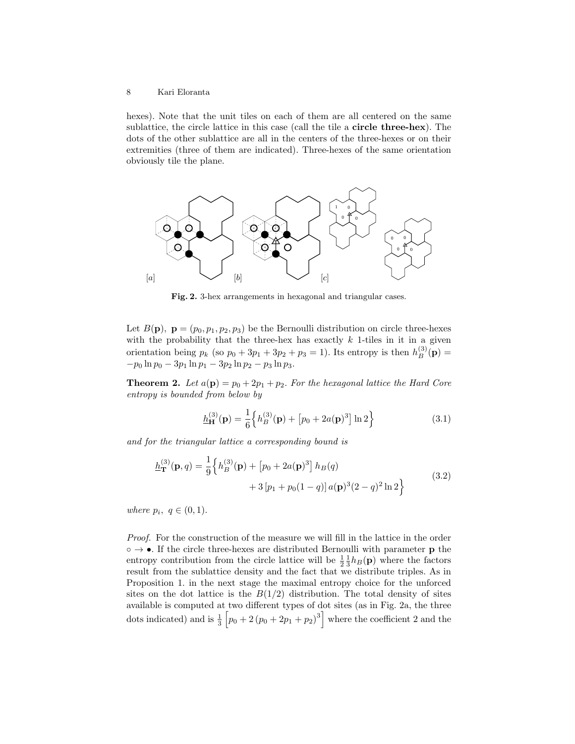hexes). Note that the unit tiles on each of them are all centered on the same sublattice, the circle lattice in this case (call the tile a **circle three-hex**). The dots of the other sublattice are all in the centers of the three-hexes or on their extremities (three of them are indicated). Three-hexes of the same orientation obviously tile the plane.

**Fig. 2.** 3-hex arrangements in hexagonal and triangular cases.

Let $B(\mathbf{p}),\ \mathbf{p} = (p_0, p_1, p_2, p_3)$ be the Bernoulli distribution on circle three-hexes with the probability that the three-hex has exactly $k$ 1-tiles in it in a given orientation being $p_k$ (so $p_0 + 3p_1 + 3p_2 + p_3 = 1$). Its entropy is then $h_B^{(3)}(\mathbf{p}) = -p_0 \ln p_0 - 3p_1 \ln p_1 - 3p_2 \ln p_2 - p_3 \ln p_3$.

**Theorem 2.** *Let $a(\mathbf{p}) = p_0 + 2p_1 + p_2$. For the hexagonal lattice the Hard Core entropy is bounded from below by*

$$\underline{h}_{\mathbf{H}}^{(3)}(\mathbf{p}) = \frac{1}{6}\Big\{ h_B^{(3)}(\mathbf{p}) + \left[p_0 + 2a(\mathbf{p})^3\right] \ln 2 \Big\} \tag{3.1}$$

*and for the triangular lattice a corresponding bound is*

$$\begin{aligned} \underline{h}_{\mathbf{T}}^{(3)}(\mathbf{p}, q) = \frac{1}{9}\Big\{ h_B^{(3)}(\mathbf{p}) &+ \left[p_0 + 2a(\mathbf{p})^3\right] h_B(q) \\ &+ 3\left[p_1 + p_0(1-q)\right] a(\mathbf{p})^3 (2-q)^2 \ln 2 \Big\} \end{aligned} \tag{3.2}$$

*where $p_i,\ q \in (0,1)$.*

*Proof.* For the construction of the measure we will fill in the lattice in the order $\circ \to \bullet$. If the circle three-hexes are distributed Bernoulli with parameter $\mathbf{p}$ the entropy contribution from the circle lattice will be $\frac{1}{2}\frac{1}{3} h_B(\mathbf{p})$ where the factors result from the sublattice density and the fact that we distribute triples. As in Proposition 1. in the next stage the maximal entropy choice for the unforced sites on the dot lattice is the $B(1/2)$ distribution. The total density of sites available is computed at two different types of dot sites (as in Fig. 2a, the three dots indicated) and is $\frac{1}{3}\left[p_0 + 2\left(p_0 + 2p_1 + p_2\right)^3\right]$ where the coefficient 2 and the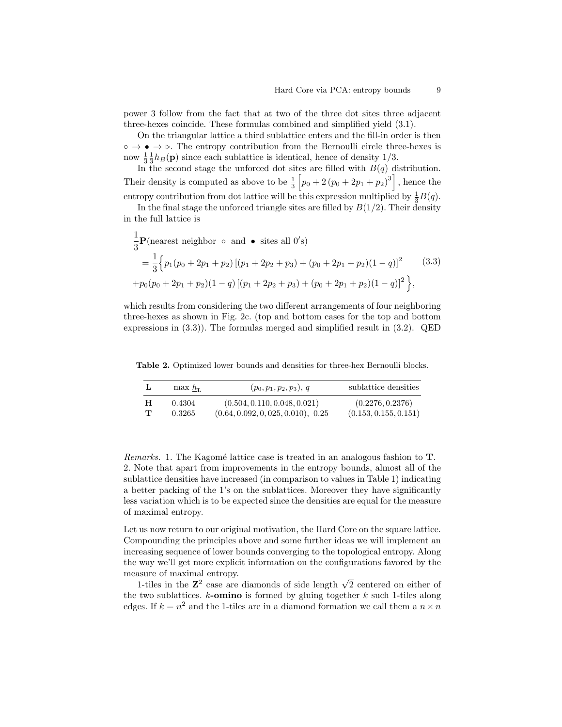power 3 follow from the fact that at two of the three dot sites three adjacent three-hexes coincide. These formulas combined and simplified yield (3.1).

On the triangular lattice a third sublattice enters and the fill-in order is then $\circ \to \bullet \to \triangleright$. The entropy contribution from the Bernoulli circle three-hexes is now $\frac{1}{3}\frac{1}{3}h_B(\mathbf{p})$ since each sublattice is identical, hence of density $1/3$.

In the second stage the unforced dot sites are filled with $B(q)$ distribution. Their density is computed as above to be $\frac{1}{3}\left[p_0 + 2\left(p_0 + 2p_1 + p_2\right)^3\right]$, hence the entropy contribution from dot lattice will be this expression multiplied by $\frac{1}{3}B(q)$.

In the final stage the unforced triangle sites are filled by $B(1/2)$. Their density in the full lattice is

$$
\begin{aligned}
&\frac{1}{3}\mathbf{P}(\text{nearest neighbor } \circ \text{ and } \bullet \text{ sites all } 0'\text{s}) \\
&\quad = \frac{1}{3}\Big\{ p_1(p_0 + 2p_1 + p_2)\left[(p_1 + 2p_2 + p_3) + (p_0 + 2p_1 + p_2)(1-q)\right]^2 \qquad (3.3) \\
&+ p_0(p_0 + 2p_1 + p_2)(1-q)\left[(p_1 + 2p_2 + p_3) + (p_0 + 2p_1 + p_2)(1-q)\right]^2 \Big\},
\end{aligned}
$$

which results from considering the two different arrangements of four neighboring three-hexes as shown in Fig. 2c. (top and bottom cases for the top and bottom expressions in (3.3)). The formulas merged and simplified result in (3.2). QED

**Table 2.** Optimized lower bounds and densities for three-hex Bernoulli blocks.

| $\mathbf{L}$ | max $\underline{h}_{\mathbf{L}}$ | $(p_0, p_1, p_2, p_3)$, $q$ | sublattice densities |
|---|---|---|---|
| **H** | 0.4304 | $(0.504, 0.110, 0.048, 0.021)$ | $(0.2276, 0.2376)$ |
| **T** | 0.3265 | $(0.64, 0.092, 0, 025, 0.010)$, $0.25$ | $(0.153, 0.155, 0.151)$ |

*Remarks.* 1. The Kagomé lattice case is treated in an analogous fashion to **T**.
2. Note that apart from improvements in the entropy bounds, almost all of the sublattice densities have increased (in comparison to values in Table 1) indicating a better packing of the 1's on the sublattices. Moreover they have significantly less variation which is to be expected since the densities are equal for the measure of maximal entropy.

Let us now return to our original motivation, the Hard Core on the square lattice. Compounding the principles above and some further ideas we will implement an increasing sequence of lower bounds converging to the topological entropy. Along the way we'll get more explicit information on the configurations favored by the measure of maximal entropy.

1-tiles in the $\mathbf{Z}^2$ case are diamonds of side length $\sqrt{2}$ centered on either of the two sublattices. $k$**-omino** is formed by gluing together $k$ such 1-tiles along edges. If $k = n^2$ and the 1-tiles are in a diamond formation we call them a $n \times n$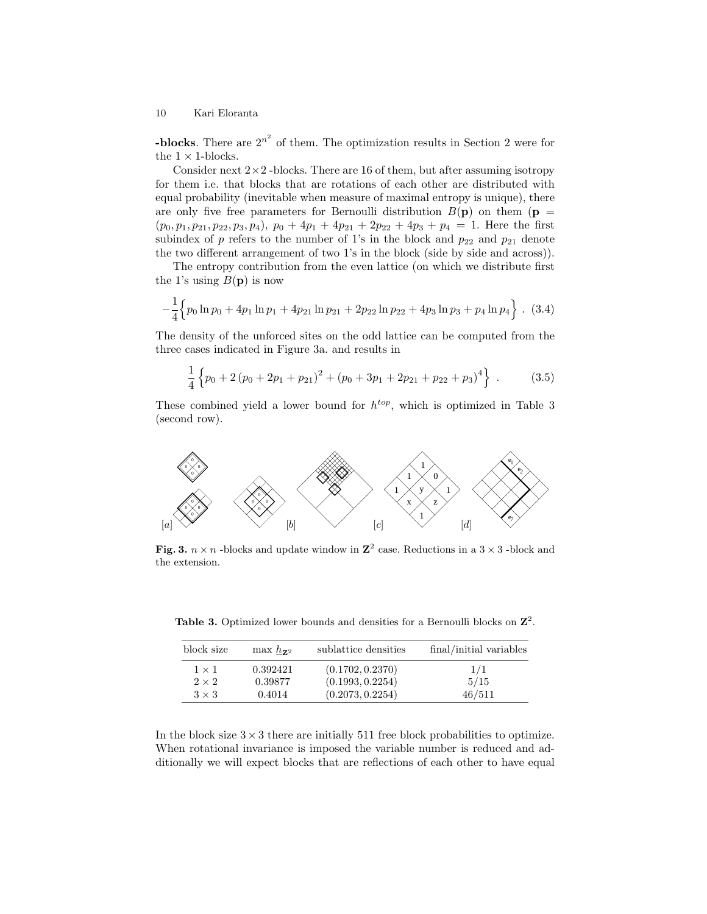**-blocks**. There are $2^{n^2}$ of them. The optimization results in Section 2 were for the $1 \times 1$-blocks.

Consider next $2 \times 2$ -blocks. There are 16 of them, but after assuming isotropy for them i.e. that blocks that are rotations of each other are distributed with equal probability (inevitable when measure of maximal entropy is unique), there are only five free parameters for Bernoulli distribution $B(\mathbf{p})$ on them ($\mathbf{p} = (p_0, p_1, p_{21}, p_{22}, p_3, p_4)$, $p_0 + 4p_1 + 4p_{21} + 2p_{22} + 4p_3 + p_4 = 1$. Here the first subindex of $p$ refers to the number of 1's in the block and $p_{22}$ and $p_{21}$ denote the two different arrangement of two 1's in the block (side by side and across)).

The entropy contribution from the even lattice (on which we distribute first the 1's using $B(\mathbf{p})$ is now

$$-\frac{1}{4}\Big\{p_0 \ln p_0 + 4p_1 \ln p_1 + 4p_{21} \ln p_{21} + 2p_{22} \ln p_{22} + 4p_3 \ln p_3 + p_4 \ln p_4\Big\} \ . \quad (3.4)$$

The density of the unforced sites on the odd lattice can be computed from the three cases indicated in Figure 3a. and results in

$$\frac{1}{4}\left\{p_0 + 2\left(p_0 + 2p_1 + p_{21}\right)^2 + \left(p_0 + 3p_1 + 2p_{21} + p_{22} + p_3\right)^4\right\} \ . \quad (3.5)$$

These combined yield a lower bound for $h^{top}$, which is optimized in Table 3 (second row).

**Fig. 3.** $n \times n$ -blocks and update window in $\mathbf{Z}^2$ case. Reductions in a $3 \times 3$ -block and the extension.

**Table 3.** Optimized lower bounds and densities for a Bernoulli blocks on $\mathbf{Z}^2$.

| block size | max $\underline{h}_{\mathbf{Z}^2}$ | sublattice densities | final/initial variables |
| --- | --- | --- | --- |
| $1 \times 1$ | 0.392421 | $(0.1702, 0.2370)$ | $1/1$ |
| $2 \times 2$ | 0.39877 | $(0.1993, 0.2254)$ | $5/15$ |
| $3 \times 3$ | 0.4014 | $(0.2073, 0.2254)$ | $46/511$ |

In the block size $3 \times 3$ there are initially 511 free block probabilities to optimize. When rotational invariance is imposed the variable number is reduced and additionally we will expect blocks that are reflections of each other to have equal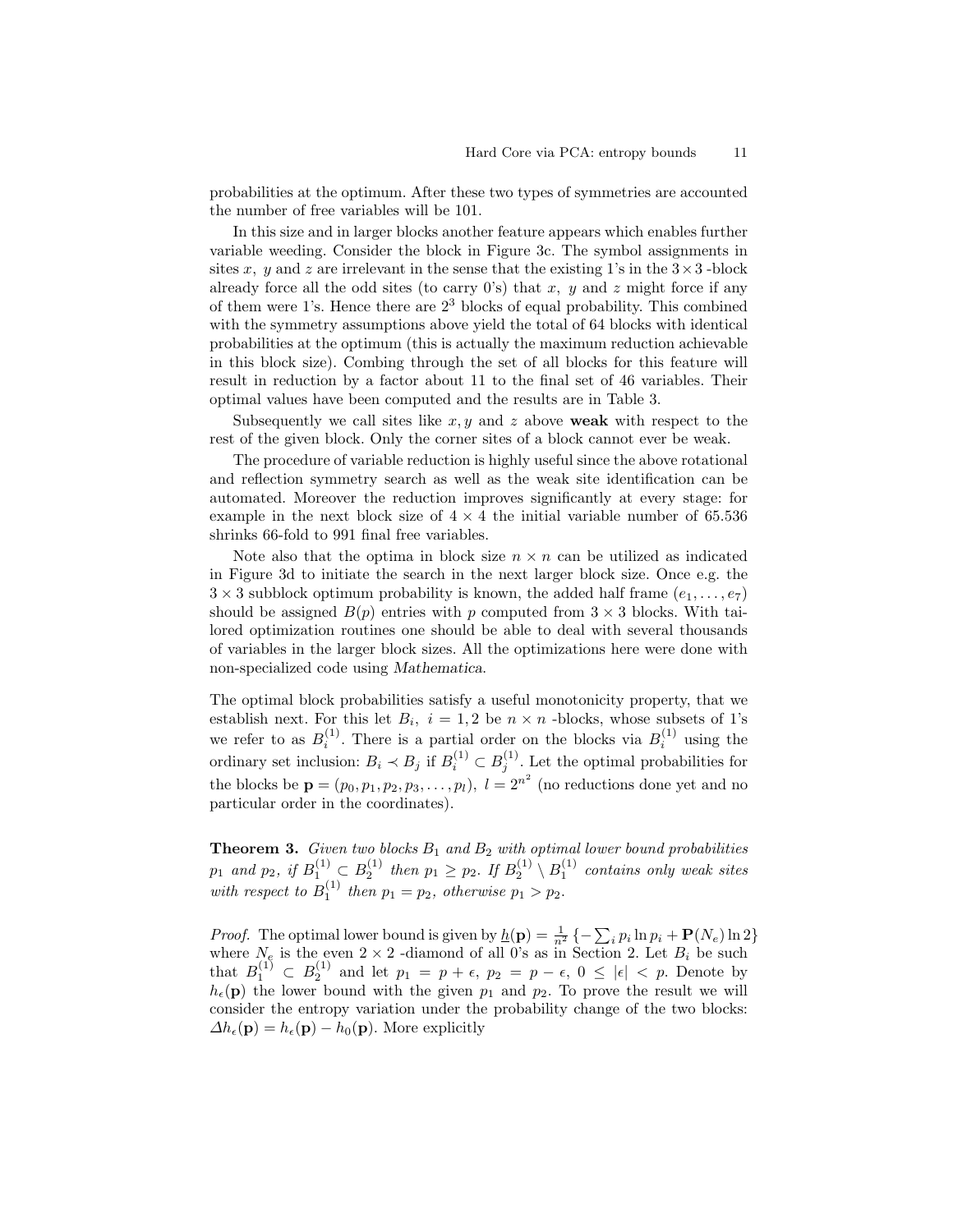probabilities at the optimum. After these two types of symmetries are accounted the number of free variables will be 101.

In this size and in larger blocks another feature appears which enables further variable weeding. Consider the block in Figure 3c. The symbol assignments in sites $x$, $y$ and $z$ are irrelevant in the sense that the existing 1's in the $3\times 3$ -block already force all the odd sites (to carry 0's) that $x$, $y$ and $z$ might force if any of them were 1's. Hence there are $2^3$ blocks of equal probability. This combined with the symmetry assumptions above yield the total of 64 blocks with identical probabilities at the optimum (this is actually the maximum reduction achievable in this block size). Combing through the set of all blocks for this feature will result in reduction by a factor about 11 to the final set of 46 variables. Their optimal values have been computed and the results are in Table 3.

Subsequently we call sites like $x, y$ and $z$ above **weak** with respect to the rest of the given block. Only the corner sites of a block cannot ever be weak.

The procedure of variable reduction is highly useful since the above rotational and reflection symmetry search as well as the weak site identification can be automated. Moreover the reduction improves significantly at every stage: for example in the next block size of $4 \times 4$ the initial variable number of 65.536 shrinks 66-fold to 991 final free variables.

Note also that the optima in block size $n \times n$ can be utilized as indicated in Figure 3d to initiate the search in the next larger block size. Once e.g. the $3 \times 3$ subblock optimum probability is known, the added half frame $(e_1, \ldots, e_7)$ should be assigned $B(p)$ entries with $p$ computed from $3 \times 3$ blocks. With tailored optimization routines one should be able to deal with several thousands of variables in the larger block sizes. All the optimizations here were done with non-specialized code using *Mathematica*.

The optimal block probabilities satisfy a useful monotonicity property, that we establish next. For this let $B_i,\ i = 1, 2$ be $n \times n$ -blocks, whose subsets of 1's we refer to as $B_i^{(1)}$. There is a partial order on the blocks via $B_i^{(1)}$ using the ordinary set inclusion: $B_i \prec B_j$ if $B_i^{(1)} \subset B_j^{(1)}$. Let the optimal probabilities for the blocks be $\mathbf{p} = (p_0, p_1, p_2, p_3, \ldots, p_l),\ l = 2^{n^2}$ (no reductions done yet and no particular order in the coordinates).

**Theorem 3.** *Given two blocks $B_1$ and $B_2$ with optimal lower bound probabilities $p_1$ and $p_2$, if $B_1^{(1)} \subset B_2^{(1)}$ then $p_1 \geq p_2$. If $B_2^{(1)} \setminus B_1^{(1)}$ contains only weak sites with respect to $B_1^{(1)}$ then $p_1 = p_2$, otherwise $p_1 > p_2$.*

*Proof.* The optimal lower bound is given by $\underline{h}(\mathbf{p}) = \frac{1}{n^2}\left\{-\sum_i p_i \ln p_i + \mathbf{P}(N_e) \ln 2\right\}$ where $N_e$ is the even $2 \times 2$ -diamond of all 0's as in Section 2. Let $B_i$ be such that $B_1^{(1)} \subset B_2^{(1)}$ and let $p_1 = p + \epsilon,\ p_2 = p - \epsilon,\ 0 \leq |\epsilon| < p$. Denote by $h_\epsilon(\mathbf{p})$ the lower bound with the given $p_1$ and $p_2$. To prove the result we will consider the entropy variation under the probability change of the two blocks: $\Delta h_\epsilon(\mathbf{p}) = h_\epsilon(\mathbf{p}) - h_0(\mathbf{p})$. More explicitly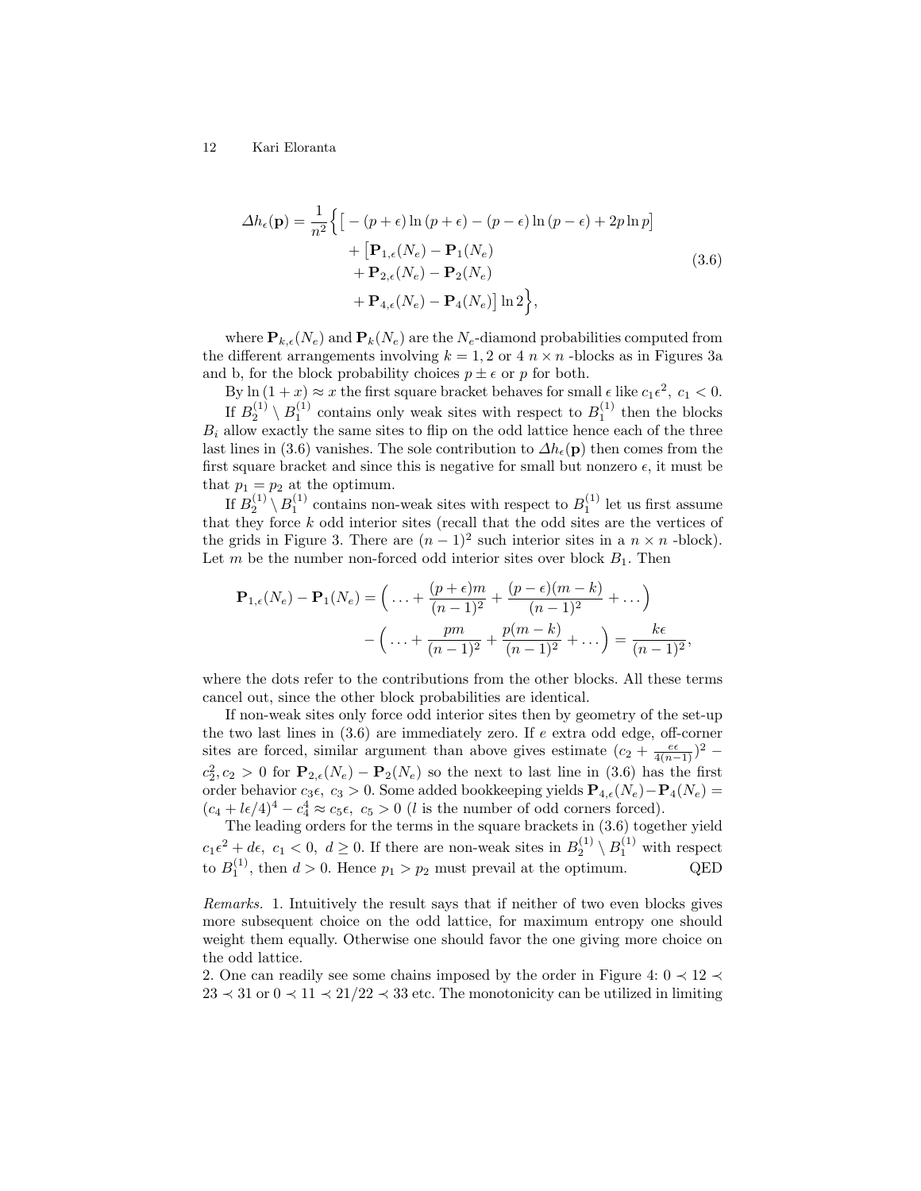$$
\begin{aligned}
\Delta h_\epsilon(\mathbf{p}) = \frac{1}{n^2}\Big\{ &\big[ -(p+\epsilon)\ln(p+\epsilon) - (p-\epsilon)\ln(p-\epsilon) + 2p\ln p \big] \\
&+ \big[ \mathbf{P}_{1,\epsilon}(N_e) - \mathbf{P}_1(N_e) \\
&+ \mathbf{P}_{2,\epsilon}(N_e) - \mathbf{P}_2(N_e) \\
&+ \mathbf{P}_{4,\epsilon}(N_e) - \mathbf{P}_4(N_e) \big] \ln 2 \Big\},
\end{aligned} \tag{3.6}
$$

where $\mathbf{P}_{k,\epsilon}(N_e)$ and $\mathbf{P}_k(N_e)$ are the $N_e$-diamond probabilities computed from the different arrangements involving $k = 1, 2$ or $4$ $n \times n$ -blocks as in Figures 3a and b, for the block probability choices $p \pm \epsilon$ or $p$ for both.

By $\ln(1+x) \approx x$ the first square bracket behaves for small $\epsilon$ like $c_1\epsilon^2,\ c_1 < 0$.

If $B_2^{(1)} \setminus B_1^{(1)}$ contains only weak sites with respect to $B_1^{(1)}$ then the blocks $B_i$ allow exactly the same sites to flip on the odd lattice hence each of the three last lines in (3.6) vanishes. The sole contribution to $\Delta h_\epsilon(\mathbf{p})$ then comes from the first square bracket and since this is negative for small but nonzero $\epsilon$, it must be that $p_1 = p_2$ at the optimum.

If $B_2^{(1)} \setminus B_1^{(1)}$ contains non-weak sites with respect to $B_1^{(1)}$ let us first assume that they force $k$ odd interior sites (recall that the odd sites are the vertices of the grids in Figure 3. There are $(n-1)^2$ such interior sites in a $n \times n$ -block). Let $m$ be the number non-forced odd interior sites over block $B_1$. Then

$$
\begin{aligned}
\mathbf{P}_{1,\epsilon}(N_e) - \mathbf{P}_1(N_e) &= \Big( \ldots + \frac{(p+\epsilon)m}{(n-1)^2} + \frac{(p-\epsilon)(m-k)}{(n-1)^2} + \ldots \Big) \\
&\quad - \Big( \ldots + \frac{pm}{(n-1)^2} + \frac{p(m-k)}{(n-1)^2} + \ldots \Big) = \frac{k\epsilon}{(n-1)^2},
\end{aligned}
$$

where the dots refer to the contributions from the other blocks. All these terms cancel out, since the other block probabilities are identical.

If non-weak sites only force odd interior sites then by geometry of the set-up the two last lines in (3.6) are immediately zero. If $e$ extra odd edge, off-corner sites are forced, similar argument than above gives estimate $(c_2 + \frac{e\epsilon}{4(n-1)})^2 - c_2^2, c_2 > 0$ for $\mathbf{P}_{2,\epsilon}(N_e) - \mathbf{P}_2(N_e)$ so the next to last line in (3.6) has the first order behavior $c_3\epsilon,\ c_3 > 0$. Some added bookkeeping yields $\mathbf{P}_{4,\epsilon}(N_e) - \mathbf{P}_4(N_e) = (c_4 + l\epsilon/4)^4 - c_4^4 \approx c_5\epsilon,\ c_5 > 0$ ($l$ is the number of odd corners forced).

The leading orders for the terms in the square brackets in (3.6) together yield $c_1\epsilon^2 + d\epsilon,\ c_1 < 0,\ d \geq 0$. If there are non-weak sites in $B_2^{(1)} \setminus B_1^{(1)}$ with respect to $B_1^{(1)}$, then $d > 0$. Hence $p_1 > p_2$ must prevail at the optimum. QED

*Remarks.* 1. Intuitively the result says that if neither of two even blocks gives more subsequent choice on the odd lattice, for maximum entropy one should weight them equally. Otherwise one should favor the one giving more choice on the odd lattice.

2. One can readily see some chains imposed by the order in Figure 4: $0 \prec 12 \prec 23 \prec 31$ or $0 \prec 11 \prec 21/22 \prec 33$ etc. The monotonicity can be utilized in limiting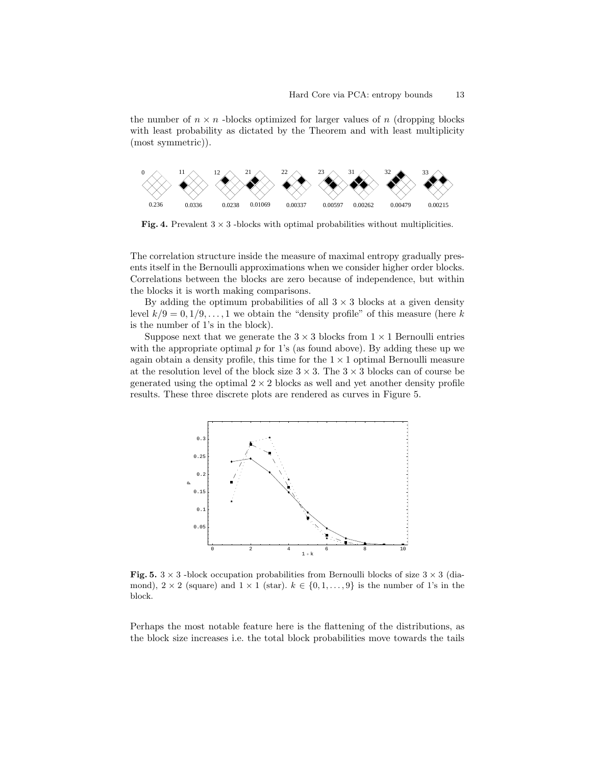the number of $n \times n$ -blocks optimized for larger values of $n$ (dropping blocks with least probability as dictated by the Theorem and with least multiplicity (most symmetric)).

**Fig. 4.** Prevalent $3 \times 3$ -blocks with optimal probabilities without multiplicities.

The correlation structure inside the measure of maximal entropy gradually presents itself in the Bernoulli approximations when we consider higher order blocks. Correlations between the blocks are zero because of independence, but within the blocks it is worth making comparisons.

By adding the optimum probabilities of all $3 \times 3$ blocks at a given density level $k/9 = 0, 1/9, \ldots, 1$ we obtain the "density profile" of this measure (here $k$ is the number of 1's in the block).

Suppose next that we generate the $3 \times 3$ blocks from $1 \times 1$ Bernoulli entries with the appropriate optimal $p$ for 1's (as found above). By adding these up we again obtain a density profile, this time for the $1 \times 1$ optimal Bernoulli measure at the resolution level of the block size $3 \times 3$. The $3 \times 3$ blocks can of course be generated using the optimal $2 \times 2$ blocks as well and yet another density profile results. These three discrete plots are rendered as curves in Figure 5.

**Fig. 5.** $3 \times 3$ -block occupation probabilities from Bernoulli blocks of size $3 \times 3$ (diamond), $2 \times 2$ (square) and $1 \times 1$ (star). $k \in \{0, 1, \ldots, 9\}$ is the number of 1's in the block.

Perhaps the most notable feature here is the flattening of the distributions, as the block size increases i.e. the total block probabilities move towards the tails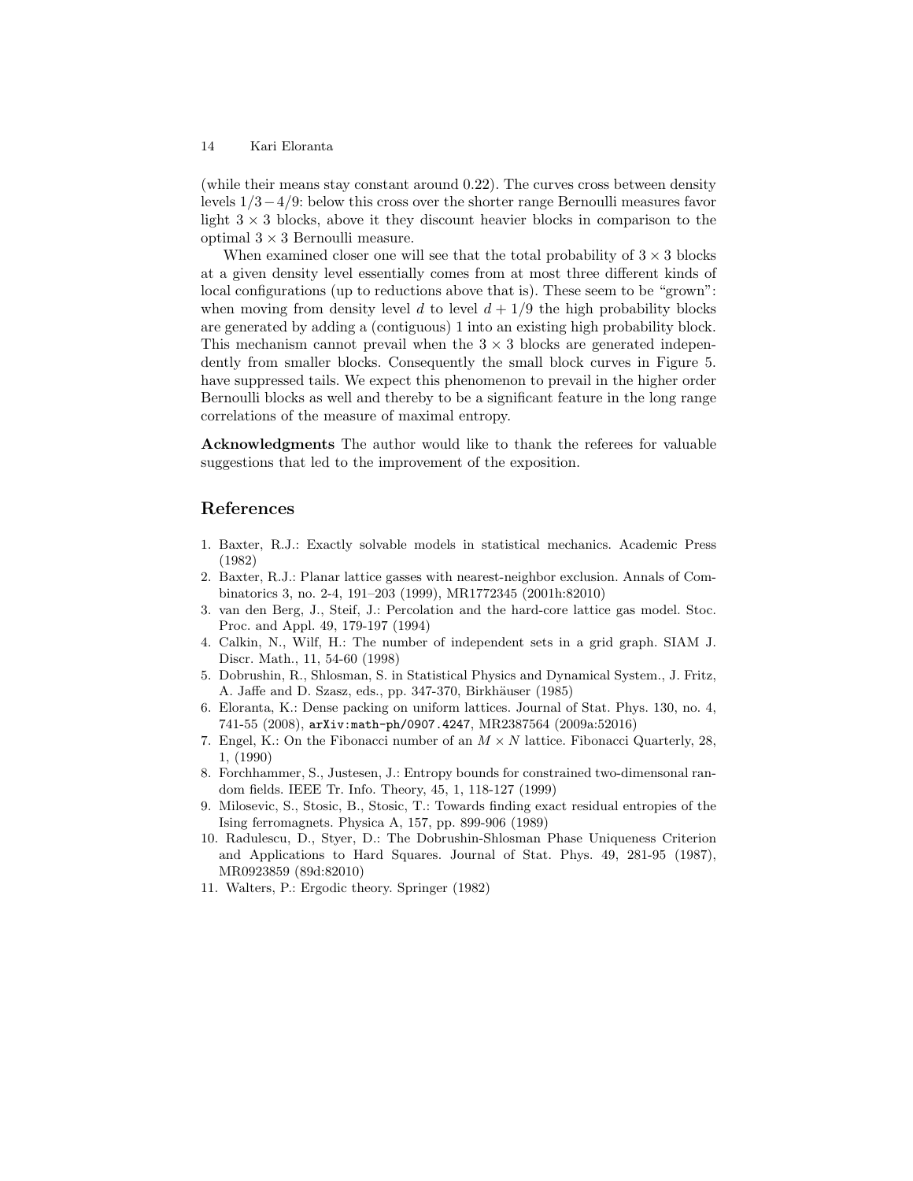(while their means stay constant around 0.22). The curves cross between density levels $1/3 - 4/9$: below this cross over the shorter range Bernoulli measures favor light $3 \times 3$ blocks, above it they discount heavier blocks in comparison to the optimal $3 \times 3$ Bernoulli measure.

When examined closer one will see that the total probability of $3 \times 3$ blocks at a given density level essentially comes from at most three different kinds of local configurations (up to reductions above that is). These seem to be "grown": when moving from density level $d$ to level $d + 1/9$ the high probability blocks are generated by adding a (contiguous) 1 into an existing high probability block. This mechanism cannot prevail when the $3 \times 3$ blocks are generated independently from smaller blocks. Consequently the small block curves in Figure 5. have suppressed tails. We expect this phenomenon to prevail in the higher order Bernoulli blocks as well and thereby to be a significant feature in the long range correlations of the measure of maximal entropy.

**Acknowledgments** The author would like to thank the referees for valuable suggestions that led to the improvement of the exposition.

## References

1. Baxter, R.J.: Exactly solvable models in statistical mechanics. Academic Press (1982)
2. Baxter, R.J.: Planar lattice gasses with nearest-neighbor exclusion. Annals of Combinatorics 3, no. 2-4, 191–203 (1999), MR1772345 (2001h:82010)
3. van den Berg, J., Steif, J.: Percolation and the hard-core lattice gas model. Stoc. Proc. and Appl. 49, 179-197 (1994)
4. Calkin, N., Wilf, H.: The number of independent sets in a grid graph. SIAM J. Discr. Math., 11, 54-60 (1998)
5. Dobrushin, R., Shlosman, S. in Statistical Physics and Dynamical System., J. Fritz, A. Jaffe and D. Szasz, eds., pp. 347-370, Birkhäuser (1985)
6. Eloranta, K.: Dense packing on uniform lattices. Journal of Stat. Phys. 130, no. 4, 741-55 (2008), arXiv:math-ph/0907.4247, MR2387564 (2009a:52016)
7. Engel, K.: On the Fibonacci number of an $M \times N$ lattice. Fibonacci Quarterly, 28, 1, (1990)
8. Forchhammer, S., Justesen, J.: Entropy bounds for constrained two-dimensonal random fields. IEEE Tr. Info. Theory, 45, 1, 118-127 (1999)
9. Milosevic, S., Stosic, B., Stosic, T.: Towards finding exact residual entropies of the Ising ferromagnets. Physica A, 157, pp. 899-906 (1989)
10. Radulescu, D., Styer, D.: The Dobrushin-Shlosman Phase Uniqueness Criterion and Applications to Hard Squares. Journal of Stat. Phys. 49, 281-95 (1987), MR0923859 (89d:82010)
11. Walters, P.: Ergodic theory. Springer (1982)